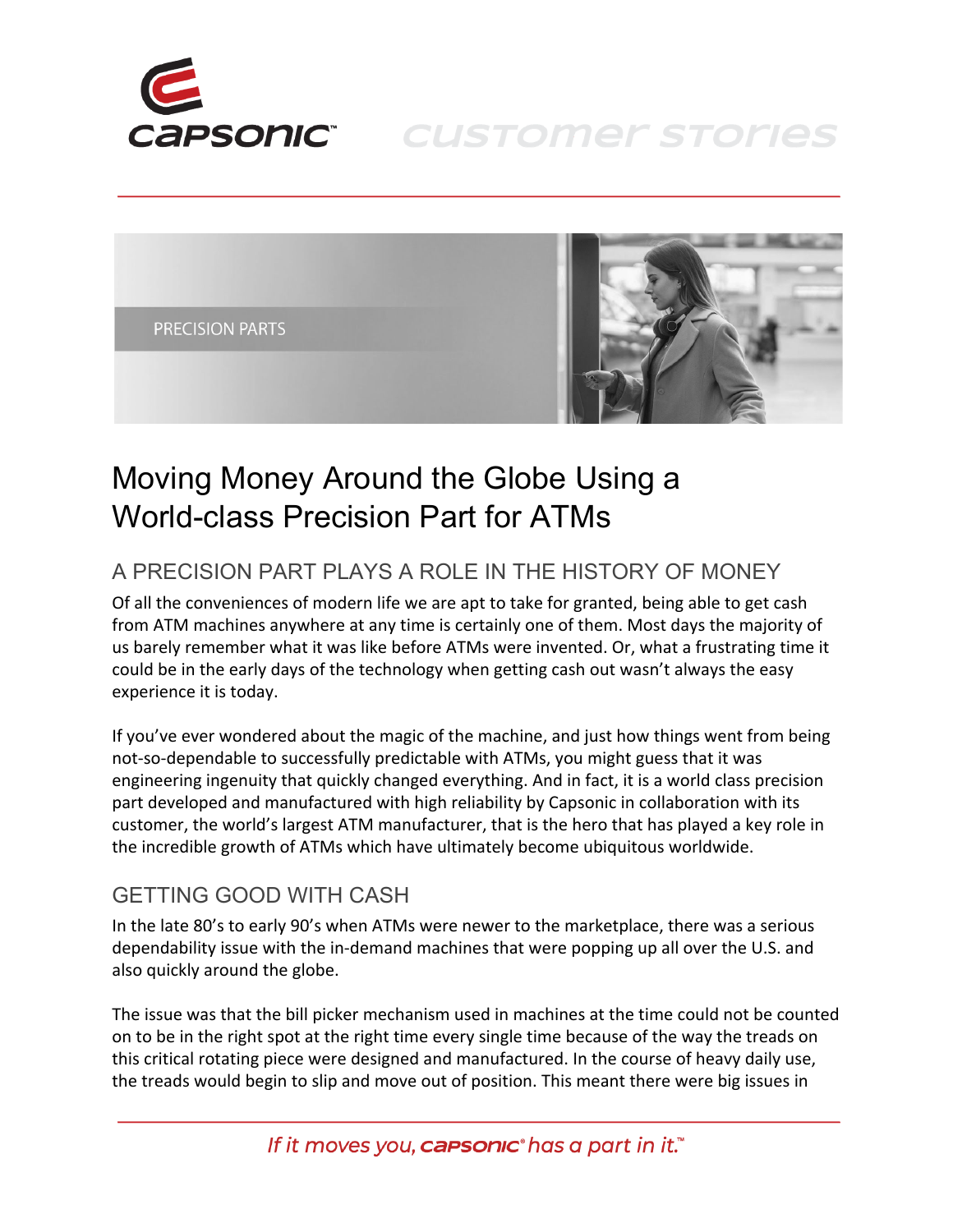# Moving Money Around the Globe Using a World-class Precision Part for ATMs

## A PRECISION PART PLAYS A ROLE IN THE HISTORY OF MONEY

Of all the conveniences of modern life we are apt to take for granted, being able to get cash from ATM machines anywhere at any time is certainly one of them. Most days the majority of us barely remember what it was like before ATMs were invented. Or, what a frustrating time it could be in the early days of the technology when getting cash out wasn't always the easy experience it is today.

If you've ever wondered about the magic of the machine, and just how things went from being not-so-dependable to successfully predictable with ATMs, you might guess that it was engineering ingenuity that quickly changed everything. And in fact, it is a world class precision part developed and manufactured with high reliability by Capsonic in collaboration with its customer, the world's largest ATM manufacturer, that is the hero that has played a key role in the incredible growth of ATMs which have ultimately become ubiquitous worldwide.

## GETTING GOOD WITH CASH

In the late 80's to early 90's when ATMs were newer to the marketplace, there was a serious dependability issue with the in-demand machines that were popping up all over the U.S. and also quickly around the globe.

The issue was that the bill picker mechanism used in machines at the time could not be counted on to be in the right spot at the right time every single time because of the way the treads on this critical rotating piece were designed and manufactured. In the course of heavy daily use, the treads would begin to slip and move out of position. This meant there were big issues in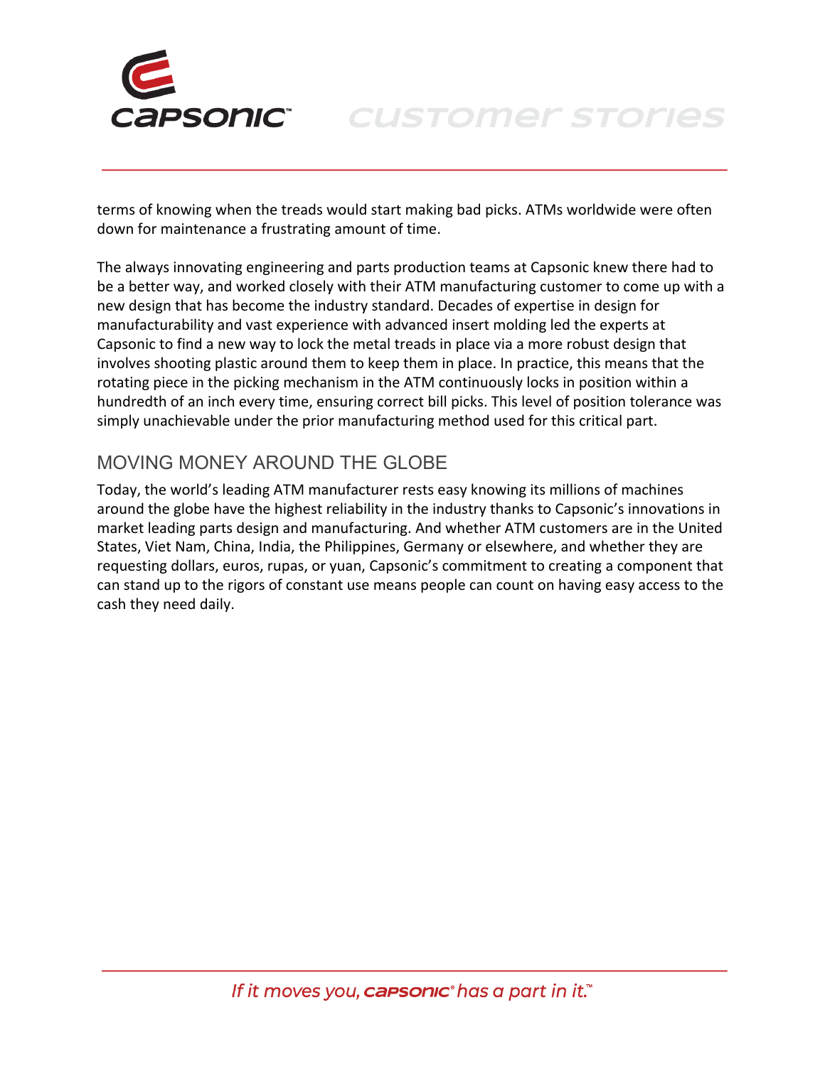terms of knowing when the treads would start making bad picks. ATMs worldwide were often down for maintenance a frustrating amount of time.

The always innovating engineering and parts production teams at Capsonic knew there had to be a better way, and worked closely with their ATM manufacturing customer to come up with a new design that has become the industry standard. Decades of expertise in design for manufacturability and vast experience with advanced insert molding led the experts at Capsonic to find a new way to lock the metal treads in place via a more robust design that involves shooting plastic around them to keep them in place. In practice, this means that the rotating piece in the picking mechanism in the ATM continuously locks in position within a hundredth of an inch every time, ensuring correct bill picks. This level of position tolerance was simply unachievable under the prior manufacturing method used for this critical part.

## MOVING MONEY AROUND THE GLOBE

Today, the world's leading ATM manufacturer rests easy knowing its millions of machines around the globe have the highest reliability in the industry thanks to Capsonic's innovations in market leading parts design and manufacturing. And whether ATM customers are in the United States, Viet Nam, China, India, the Philippines, Germany or elsewhere, and whether they are requesting dollars, euros, rupas, or yuan, Capsonic's commitment to creating a component that can stand up to the rigors of constant use means people can count on having easy access to the cash they need daily.